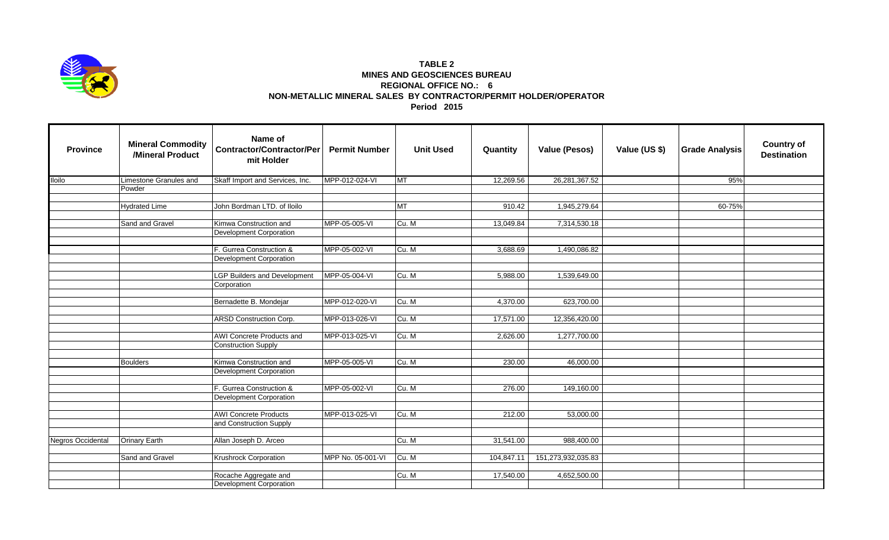# TABLE 2
## MINES AND GEOSCIENCES BUREAU
## REGIONAL OFFICE NO.: 6
## NON-METALLIC MINERAL SALES BY CONTRACTOR/PERMIT HOLDER/OPERATOR
### Period 2015

| Province | Mineral Commodity /Mineral Product | Name of Contractor/Contractor/Permit Holder | Permit Number | Unit Used | Quantity | Value (Pesos) | Value (US $) | Grade Analysis | Country of Destination |
|---|---|---|---|---|---|---|---|---|---|
| Iloilo | Limestone Granules and Powder | Skaff Import and Services, Inc. | MPP-012-024-VI | MT | 12,269.56 | 26,281,367.52 | | 95% | |
| | Hydrated Lime | John Bordman LTD. of Iloilo | | MT | 910.42 | 1,945,279.64 | | 60-75% | |
| | Sand and Gravel | Kimwa Construction and Development Corporation | MPP-05-005-VI | Cu. M | 13,049.84 | 7,314,530.18 | | | |
| | | F. Gurrea Construction & Development Corporation | MPP-05-002-VI | Cu. M | 3,688.69 | 1,490,086.82 | | | |
| | | LGP Builders and Development Corporation | MPP-05-004-VI | Cu. M | 5,988.00 | 1,539,649.00 | | | |
| | | Bernadette B. Mondejar | MPP-012-020-VI | Cu. M | 4,370.00 | 623,700.00 | | | |
| | | ARSD Construction Corp. | MPP-013-026-VI | Cu. M | 17,571.00 | 12,356,420.00 | | | |
| | | AWI Concrete Products and Construction Supply | MPP-013-025-VI | Cu. M | 2,626.00 | 1,277,700.00 | | | |
| | Boulders | Kimwa Construction and Development Corporation | MPP-05-005-VI | Cu. M | 230.00 | 46,000.00 | | | |
| | | F. Gurrea Construction & Development Corporation | MPP-05-002-VI | Cu. M | 276.00 | 149,160.00 | | | |
| | | AWI Concrete Products and Construction Supply | MPP-013-025-VI | Cu. M | 212.00 | 53,000.00 | | | |
| Negros Occidental | Orinary Earth | Allan Joseph D. Arceo | | Cu. M | 31,541.00 | 988,400.00 | | | |
| | Sand and Gravel | Krushrock Corporation | MPP No. 05-001-VI | Cu. M | 104,847.11 | 151,273,932,035.83 | | | |
| | | Rocache Aggregate and Development Corporation | | Cu. M | 17,540.00 | 4,652,500.00 | | | |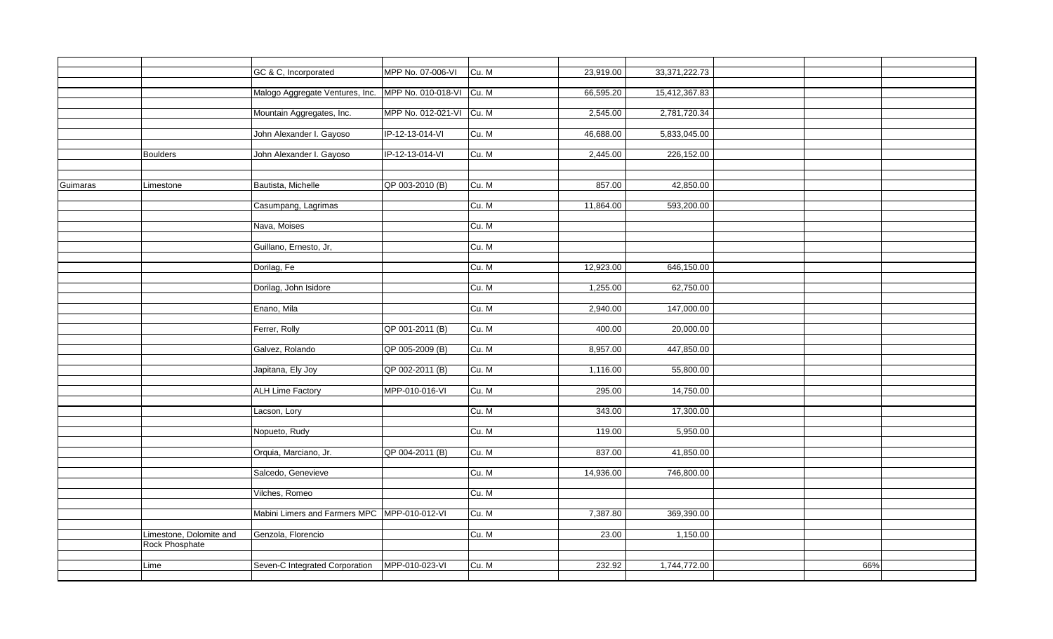| | | | | | | | | | |
|---|---|---|---|---|---|---|---|---|---|
| | | GC & C, Incorporated | MPP No. 07-006-VI | Cu. M | 23,919.00 | 33,371,222.73 | | | |
| | | Malogo Aggregate Ventures, Inc. | MPP No. 010-018-VI | Cu. M | 66,595.20 | 15,412,367.83 | | | |
| | | Mountain Aggregates, Inc. | MPP No. 012-021-VI | Cu. M | 2,545.00 | 2,781,720.34 | | | |
| | | John Alexander I. Gayoso | IP-12-13-014-VI | Cu. M | 46,688.00 | 5,833,045.00 | | | |
| | Boulders | John Alexander I. Gayoso | IP-12-13-014-VI | Cu. M | 2,445.00 | 226,152.00 | | | |
| Guimaras | Limestone | Bautista, Michelle | QP 003-2010 (B) | Cu. M | 857.00 | 42,850.00 | | | |
| | | Casumpang, Lagrimas | | Cu. M | 11,864.00 | 593,200.00 | | | |
| | | Nava, Moises | | Cu. M | | | | | |
| | | Guillano, Ernesto, Jr, | | Cu. M | | | | | |
| | | Dorilag, Fe | | Cu. M | 12,923.00 | 646,150.00 | | | |
| | | Dorilag, John Isidore | | Cu. M | 1,255.00 | 62,750.00 | | | |
| | | Enano, Mila | | Cu. M | 2,940.00 | 147,000.00 | | | |
| | | Ferrer, Rolly | QP 001-2011 (B) | Cu. M | 400.00 | 20,000.00 | | | |
| | | Galvez, Rolando | QP 005-2009 (B) | Cu. M | 8,957.00 | 447,850.00 | | | |
| | | Japitana, Ely Joy | QP 002-2011 (B) | Cu. M | 1,116.00 | 55,800.00 | | | |
| | | ALH Lime Factory | MPP-010-016-VI | Cu. M | 295.00 | 14,750.00 | | | |
| | | Lacson, Lory | | Cu. M | 343.00 | 17,300.00 | | | |
| | | Nopueto, Rudy | | Cu. M | 119.00 | 5,950.00 | | | |
| | | Orquia, Marciano, Jr. | QP 004-2011 (B) | Cu. M | 837.00 | 41,850.00 | | | |
| | | Salcedo, Genevieve | | Cu. M | 14,936.00 | 746,800.00 | | | |
| | | Vilches, Romeo | | Cu. M | | | | | |
| | | Mabini Limers and Farmers MPC | MPP-010-012-VI | Cu. M | 7,387.80 | 369,390.00 | | | |
| | Limestone, Dolomite and Rock Phosphate | Genzola, Florencio | | Cu. M | 23.00 | 1,150.00 | | | |
| | Lime | Seven-C Integrated Corporation | MPP-010-023-VI | Cu. M | 232.92 | 1,744,772.00 | | 66% | |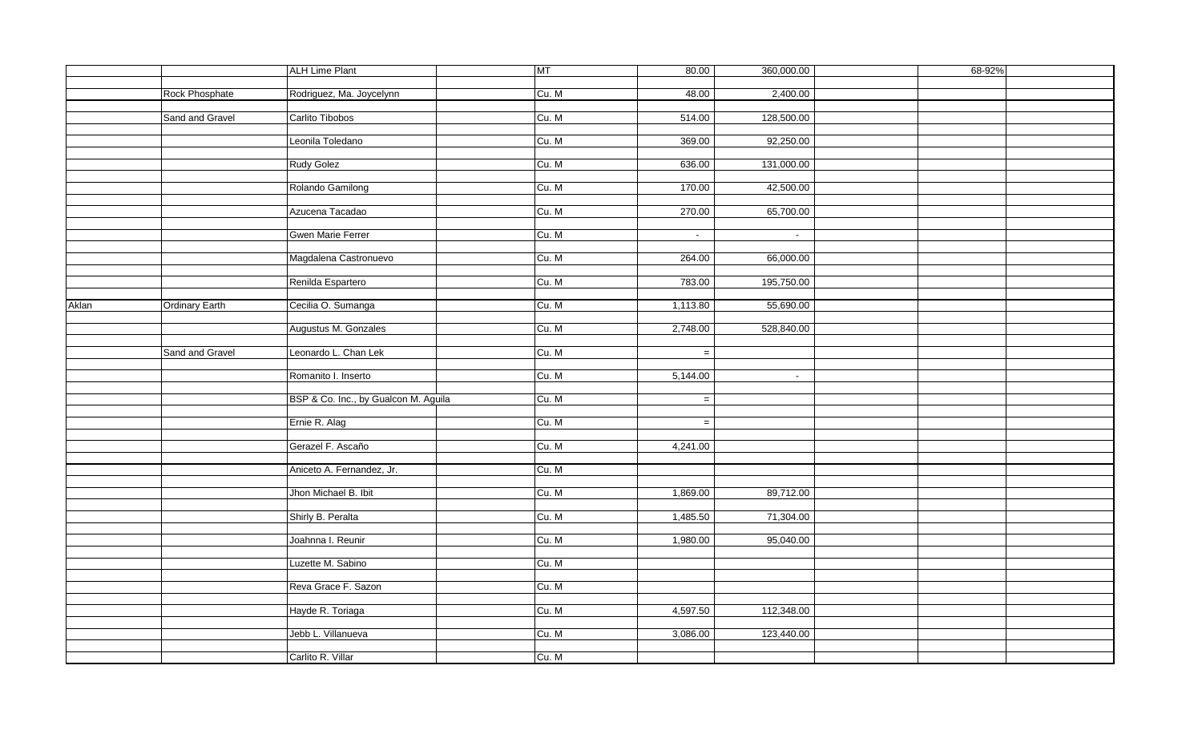|  |  |  |  |  |  |  |  |  |  |
|---|---|---|---|---|---|---|---|---|---|
|  |  | ALH Lime Plant |  | MT | 80.00 | 360,000.00 |  | 68-92% |  |
|  | Rock Phosphate | Rodriguez, Ma. Joycelynn |  | Cu. M | 48.00 | 2,400.00 |  |  |  |
|  | Sand and Gravel | Carlito Tibobos |  | Cu. M | 514.00 | 128,500.00 |  |  |  |
|  |  | Leonila Toledano |  | Cu. M | 369.00 | 92,250.00 |  |  |  |
|  |  | Rudy Golez |  | Cu. M | 636.00 | 131,000.00 |  |  |  |
|  |  | Rolando Gamilong |  | Cu. M | 170.00 | 42,500.00 |  |  |  |
|  |  | Azucena Tacadao |  | Cu. M | 270.00 | 65,700.00 |  |  |  |
|  |  | Gwen Marie Ferrer |  | Cu. M | - | - |  |  |  |
|  |  | Magdalena Castronuevo |  | Cu. M | 264.00 | 66,000.00 |  |  |  |
|  |  | Renilda Espartero |  | Cu. M | 783.00 | 195,750.00 |  |  |  |
| Aklan | Ordinary Earth | Cecilia O. Sumanga |  | Cu. M | 1,113.80 | 55,690.00 |  |  |  |
|  |  | Augustus M. Gonzales |  | Cu. M | 2,748.00 | 528,840.00 |  |  |  |
|  | Sand and Gravel | Leonardo L. Chan Lek |  | Cu. M | = |  |  |  |  |
|  |  | Romanito I. Inserto |  | Cu. M | 5,144.00 | - |  |  |  |
|  |  | BSP & Co. Inc., by Gualcon M. Aguila |  | Cu. M | = |  |  |  |  |
|  |  | Ernie R. Alag |  | Cu. M | = |  |  |  |  |
|  |  | Gerazel F. Ascaño |  | Cu. M | 4,241.00 |  |  |  |  |
|  |  | Aniceto A. Fernandez, Jr. |  | Cu. M |  |  |  |  |  |
|  |  | Jhon Michael B. Ibit |  | Cu. M | 1,869.00 | 89,712.00 |  |  |  |
|  |  | Shirly B. Peralta |  | Cu. M | 1,485.50 | 71,304.00 |  |  |  |
|  |  | Joahnna I. Reunir |  | Cu. M | 1,980.00 | 95,040.00 |  |  |  |
|  |  | Luzette M. Sabino |  | Cu. M |  |  |  |  |  |
|  |  | Reva Grace F. Sazon |  | Cu. M |  |  |  |  |  |
|  |  | Hayde R. Toriaga |  | Cu. M | 4,597.50 | 112,348.00 |  |  |  |
|  |  | Jebb L. Villanueva |  | Cu. M | 3,086.00 | 123,440.00 |  |  |  |
|  |  | Carlito R. Villar |  | Cu. M |  |  |  |  |  |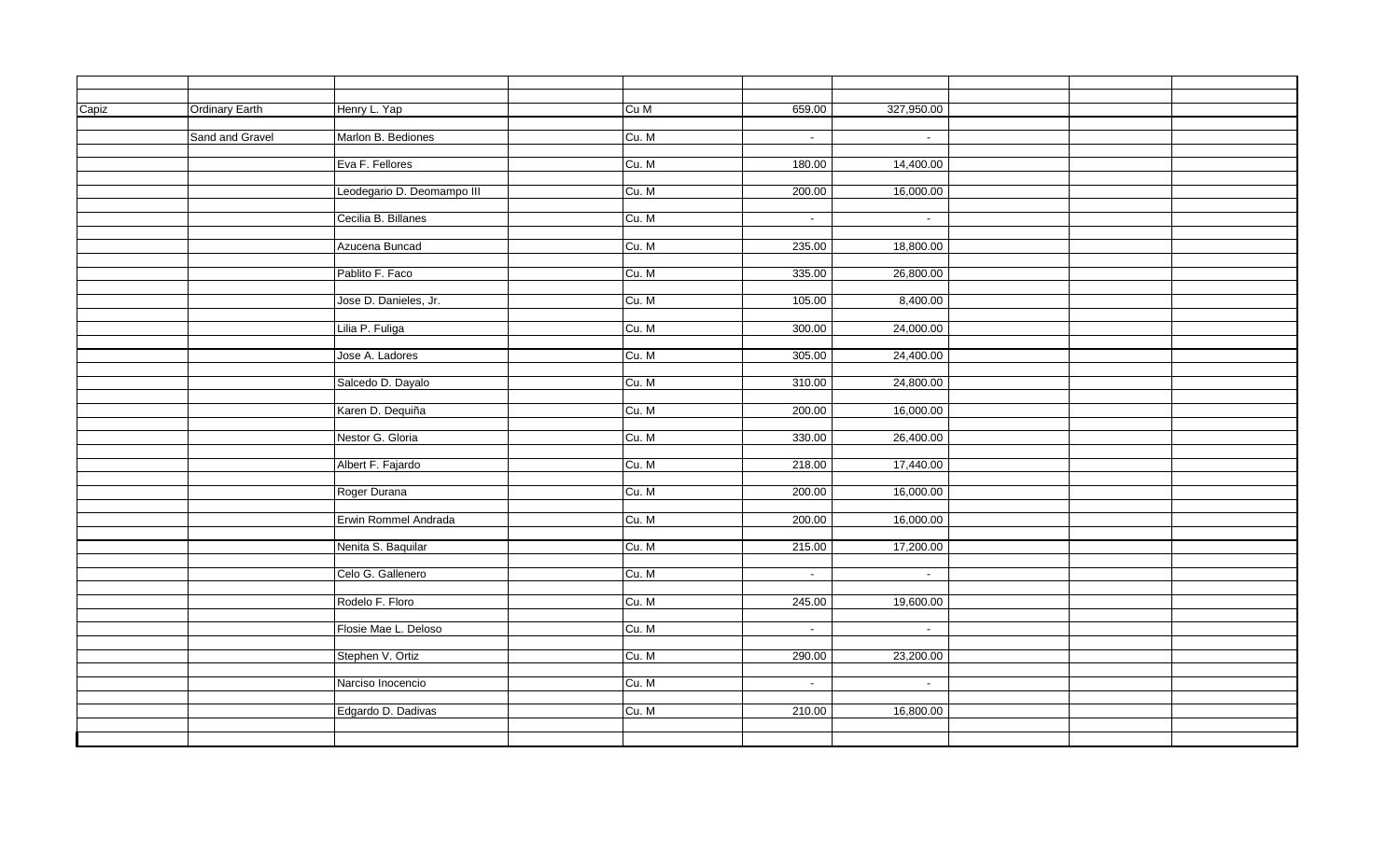| | | | | | | | | | |
|---|---|---|---|---|---|---|---|---|---|
| Capiz | Ordinary Earth | Henry L. Yap | | Cu M | 659.00 | 327,950.00 | | | |
| | Sand and Gravel | Marlon B. Bediones | | Cu. M | - | - | | | |
| | | Eva F. Fellores | | Cu. M | 180.00 | 14,400.00 | | | |
| | | Leodegario D. Deomampo III | | Cu. M | 200.00 | 16,000.00 | | | |
| | | Cecilia B. Billanes | | Cu. M | - | - | | | |
| | | Azucena Buncad | | Cu. M | 235.00 | 18,800.00 | | | |
| | | Pablito F. Faco | | Cu. M | 335.00 | 26,800.00 | | | |
| | | Jose D. Danieles, Jr. | | Cu. M | 105.00 | 8,400.00 | | | |
| | | Lilia P. Fuliga | | Cu. M | 300.00 | 24,000.00 | | | |
| | | Jose A. Ladores | | Cu. M | 305.00 | 24,400.00 | | | |
| | | Salcedo D. Dayalo | | Cu. M | 310.00 | 24,800.00 | | | |
| | | Karen D. Dequiña | | Cu. M | 200.00 | 16,000.00 | | | |
| | | Nestor G. Gloria | | Cu. M | 330.00 | 26,400.00 | | | |
| | | Albert F. Fajardo | | Cu. M | 218.00 | 17,440.00 | | | |
| | | Roger Durana | | Cu. M | 200.00 | 16,000.00 | | | |
| | | Erwin Rommel Andrada | | Cu. M | 200.00 | 16,000.00 | | | |
| | | Nenita S. Baquilar | | Cu. M | 215.00 | 17,200.00 | | | |
| | | Celo G. Gallenero | | Cu. M | - | - | | | |
| | | Rodelo F. Floro | | Cu. M | 245.00 | 19,600.00 | | | |
| | | Flosie Mae L. Deloso | | Cu. M | - | - | | | |
| | | Stephen V. Ortiz | | Cu. M | 290.00 | 23,200.00 | | | |
| | | Narciso Inocencio | | Cu. M | - | - | | | |
| | | Edgardo D. Dadivas | | Cu. M | 210.00 | 16,800.00 | | | |